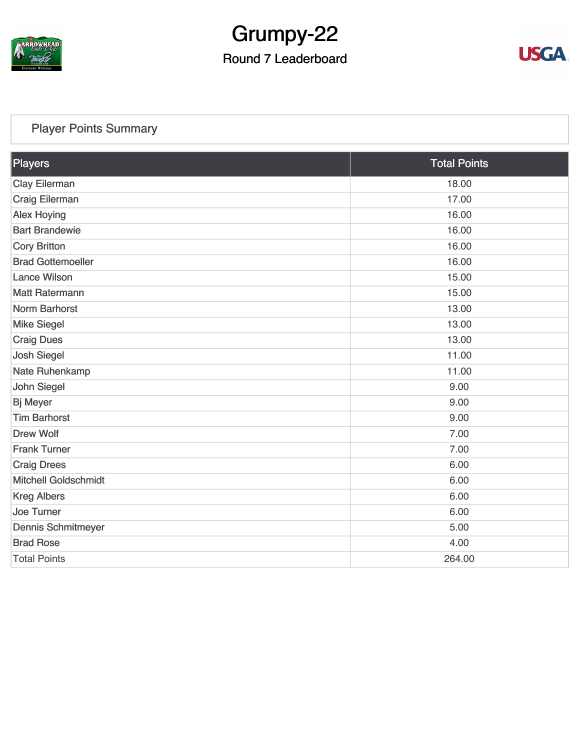# Grumpy-22

## Round 7 Leaderboard

### Player Points Summary

| Players | Total Points |
|---|---|
| Clay Eilerman | 18.00 |
| Craig Eilerman | 17.00 |
| Alex Hoying | 16.00 |
| Bart Brandewie | 16.00 |
| Cory Britton | 16.00 |
| Brad Gottemoeller | 16.00 |
| Lance Wilson | 15.00 |
| Matt Ratermann | 15.00 |
| Norm Barhorst | 13.00 |
| Mike Siegel | 13.00 |
| Craig Dues | 13.00 |
| Josh Siegel | 11.00 |
| Nate Ruhenkamp | 11.00 |
| John Siegel | 9.00 |
| Bj Meyer | 9.00 |
| Tim Barhorst | 9.00 |
| Drew Wolf | 7.00 |
| Frank Turner | 7.00 |
| Craig Drees | 6.00 |
| Mitchell Goldschmidt | 6.00 |
| Kreg Albers | 6.00 |
| Joe Turner | 6.00 |
| Dennis Schmitmeyer | 5.00 |
| Brad Rose | 4.00 |
| Total Points | 264.00 |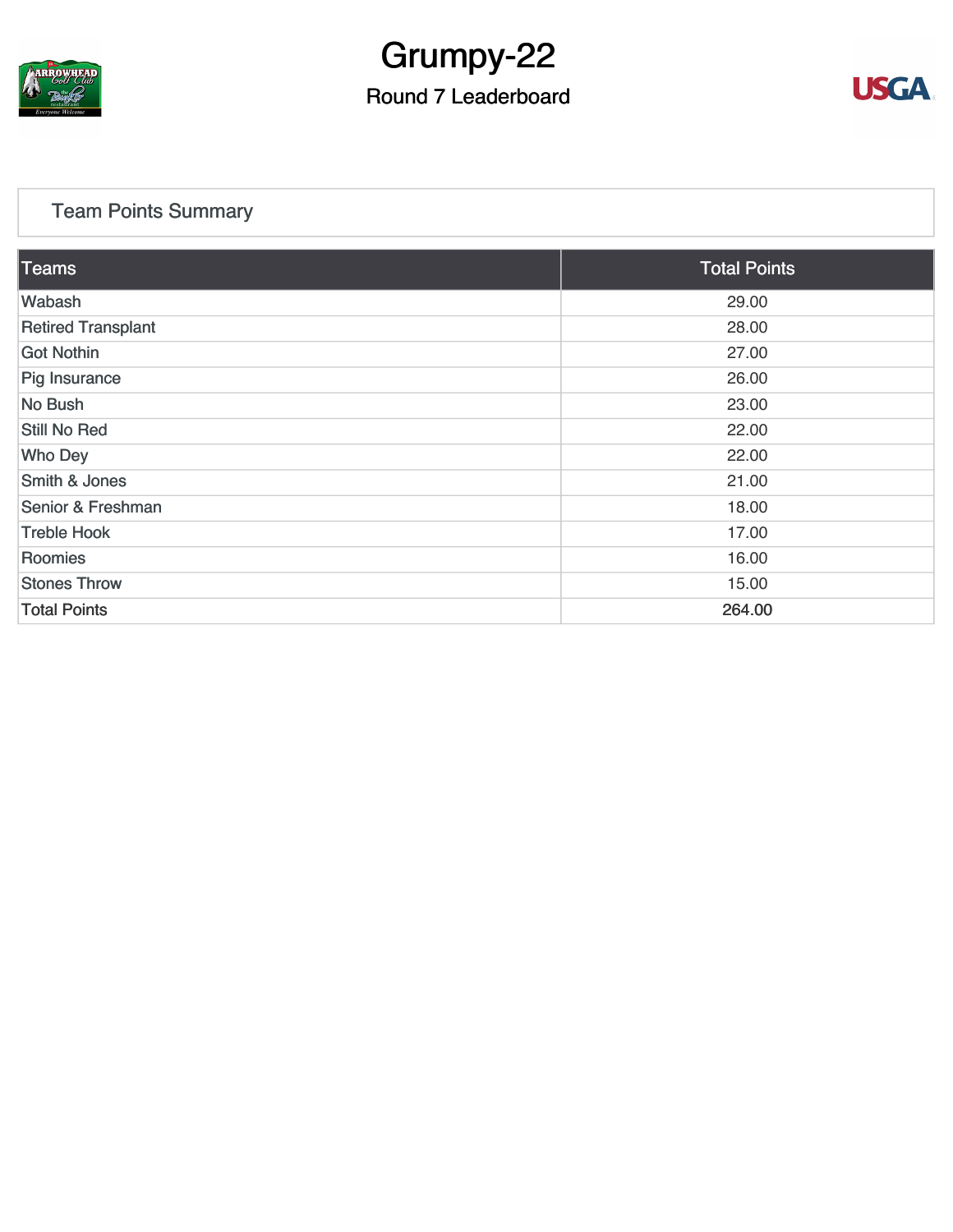# Grumpy-22

## Round 7 Leaderboard

### Team Points Summary

| Teams | Total Points |
| --- | --- |
| Wabash | 29.00 |
| Retired Transplant | 28.00 |
| Got Nothin | 27.00 |
| Pig Insurance | 26.00 |
| No Bush | 23.00 |
| Still No Red | 22.00 |
| Who Dey | 22.00 |
| Smith & Jones | 21.00 |
| Senior & Freshman | 18.00 |
| Treble Hook | 17.00 |
| Roomies | 16.00 |
| Stones Throw | 15.00 |
| Total Points | 264.00 |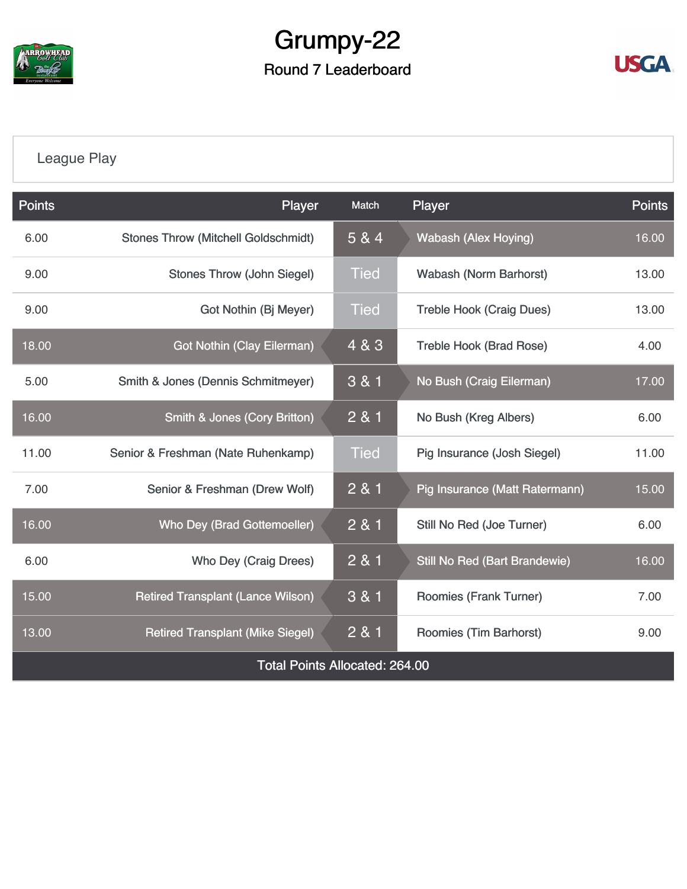# Grumpy-22

## Round 7 Leaderboard

League Play

| Points | Player | Match | Player | Points |
|---|---|---|---|---|
| 6.00 | Stones Throw (Mitchell Goldschmidt) | 5 & 4 | Wabash (Alex Hoying) | 16.00 |
| 9.00 | Stones Throw (John Siegel) | Tied | Wabash (Norm Barhorst) | 13.00 |
| 9.00 | Got Nothin (Bj Meyer) | Tied | Treble Hook (Craig Dues) | 13.00 |
| 18.00 | Got Nothin (Clay Eilerman) | 4 & 3 | Treble Hook (Brad Rose) | 4.00 |
| 5.00 | Smith & Jones (Dennis Schmitmeyer) | 3 & 1 | No Bush (Craig Eilerman) | 17.00 |
| 16.00 | Smith & Jones (Cory Britton) | 2 & 1 | No Bush (Kreg Albers) | 6.00 |
| 11.00 | Senior & Freshman (Nate Ruhenkamp) | Tied | Pig Insurance (Josh Siegel) | 11.00 |
| 7.00 | Senior & Freshman (Drew Wolf) | 2 & 1 | Pig Insurance (Matt Ratermann) | 15.00 |
| 16.00 | Who Dey (Brad Gottemoeller) | 2 & 1 | Still No Red (Joe Turner) | 6.00 |
| 6.00 | Who Dey (Craig Drees) | 2 & 1 | Still No Red (Bart Brandewie) | 16.00 |
| 15.00 | Retired Transplant (Lance Wilson) | 3 & 1 | Roomies (Frank Turner) | 7.00 |
| 13.00 | Retired Transplant (Mike Siegel) | 2 & 1 | Roomies (Tim Barhorst) | 9.00 |

Total Points Allocated: 264.00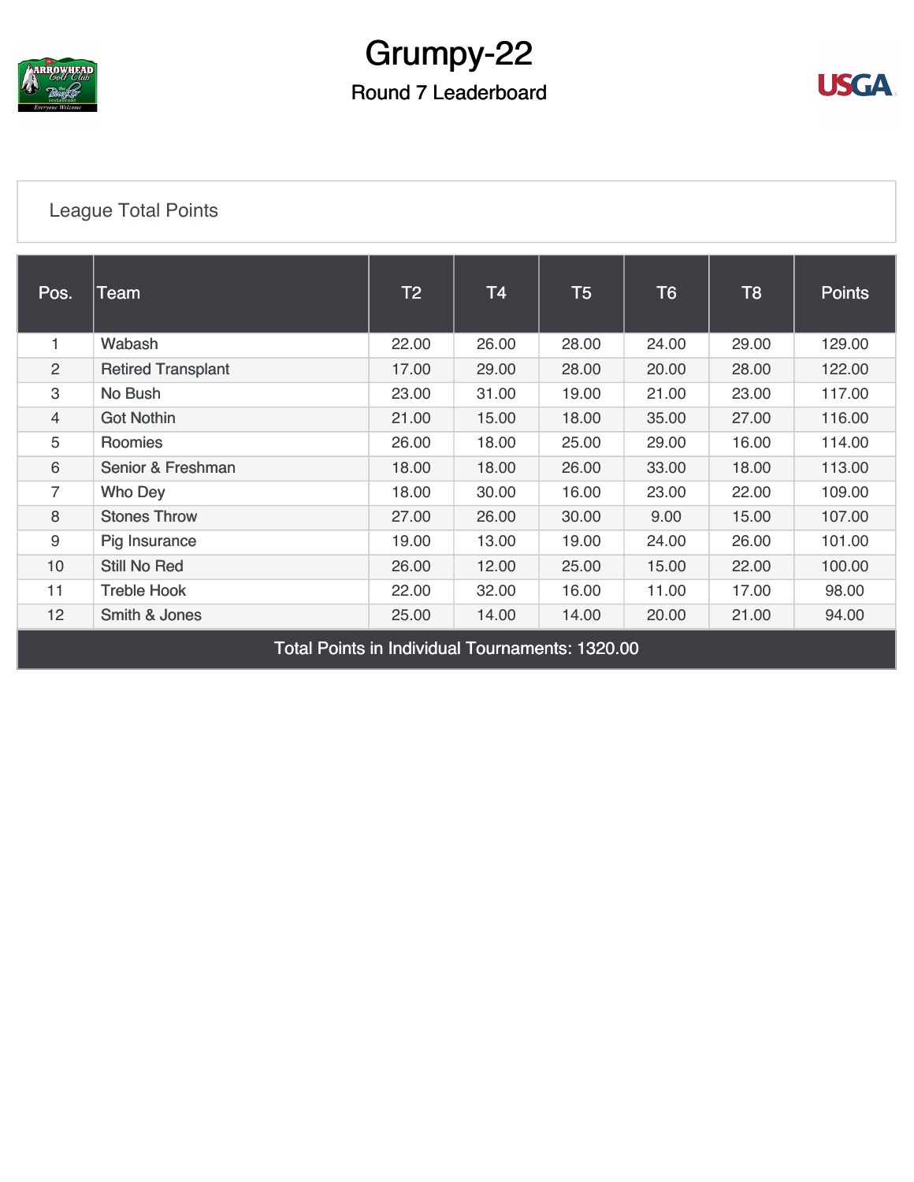# Grumpy-22

## Round 7 Leaderboard

League Total Points

| Pos. | Team | T2 | T4 | T5 | T6 | T8 | Points |
|---|---|---|---|---|---|---|---|
| 1 | Wabash | 22.00 | 26.00 | 28.00 | 24.00 | 29.00 | 129.00 |
| 2 | Retired Transplant | 17.00 | 29.00 | 28.00 | 20.00 | 28.00 | 122.00 |
| 3 | No Bush | 23.00 | 31.00 | 19.00 | 21.00 | 23.00 | 117.00 |
| 4 | Got Nothin | 21.00 | 15.00 | 18.00 | 35.00 | 27.00 | 116.00 |
| 5 | Roomies | 26.00 | 18.00 | 25.00 | 29.00 | 16.00 | 114.00 |
| 6 | Senior & Freshman | 18.00 | 18.00 | 26.00 | 33.00 | 18.00 | 113.00 |
| 7 | Who Dey | 18.00 | 30.00 | 16.00 | 23.00 | 22.00 | 109.00 |
| 8 | Stones Throw | 27.00 | 26.00 | 30.00 | 9.00 | 15.00 | 107.00 |
| 9 | Pig Insurance | 19.00 | 13.00 | 19.00 | 24.00 | 26.00 | 101.00 |
| 10 | Still No Red | 26.00 | 12.00 | 25.00 | 15.00 | 22.00 | 100.00 |
| 11 | Treble Hook | 22.00 | 32.00 | 16.00 | 11.00 | 17.00 | 98.00 |
| 12 | Smith & Jones | 25.00 | 14.00 | 14.00 | 20.00 | 21.00 | 94.00 |

Total Points in Individual Tournaments: 1320.00